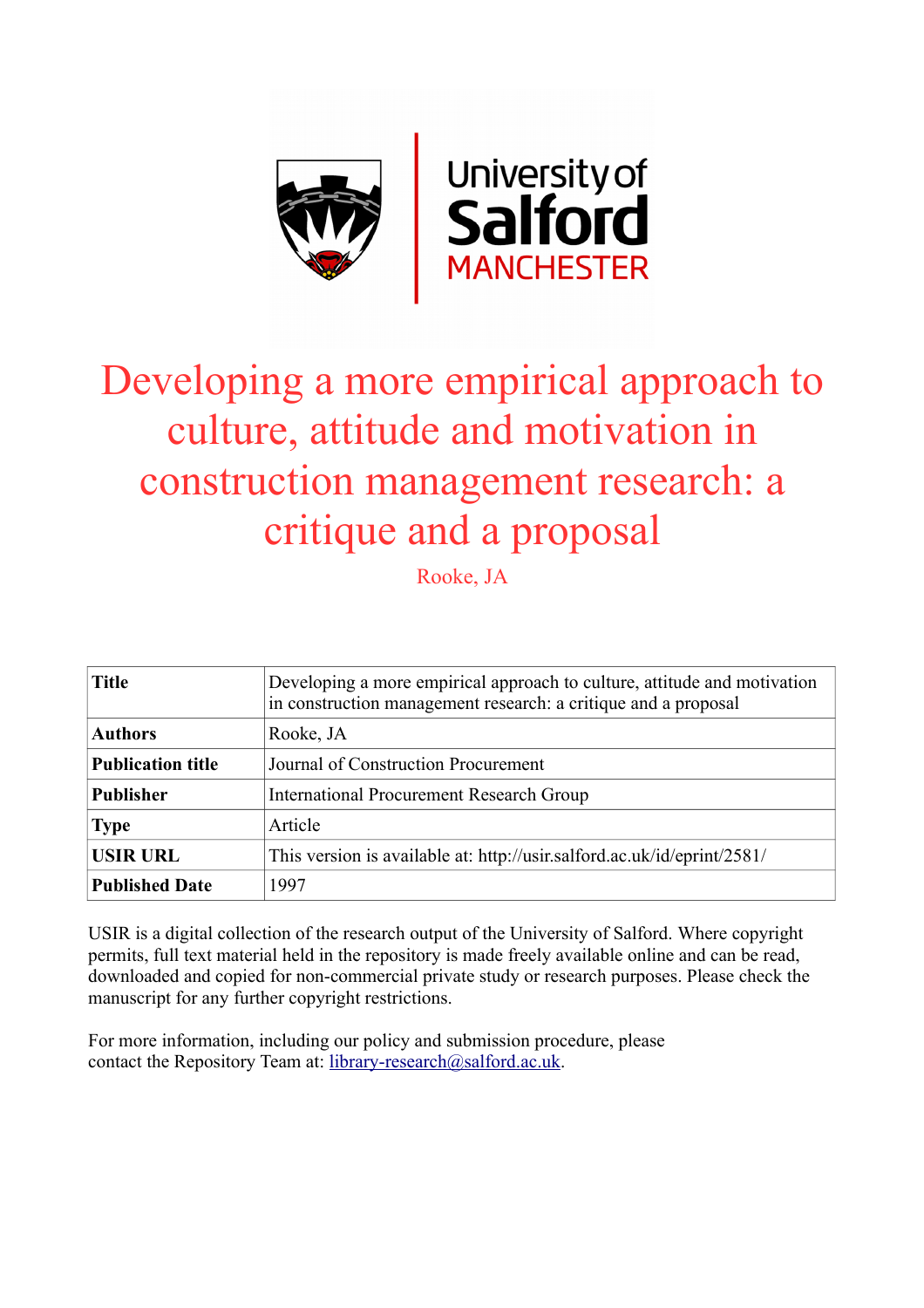# Developing a more empirical approach to culture, attitude and motivation in construction management research: a critique and a proposal

Rooke, JA

| Title | Developing a more empirical approach to culture, attitude and motivation in construction management research: a critique and a proposal |
|---|---|
| Authors | Rooke, JA |
| Publication title | Journal of Construction Procurement |
| Publisher | International Procurement Research Group |
| Type | Article |
| USIR URL | This version is available at: http://usir.salford.ac.uk/id/eprint/2581/ |
| Published Date | 1997 |

USIR is a digital collection of the research output of the University of Salford. Where copyright permits, full text material held in the repository is made freely available online and can be read, downloaded and copied for non-commercial private study or research purposes. Please check the manuscript for any further copyright restrictions.

For more information, including our policy and submission procedure, please contact the Repository Team at: library-research@salford.ac.uk.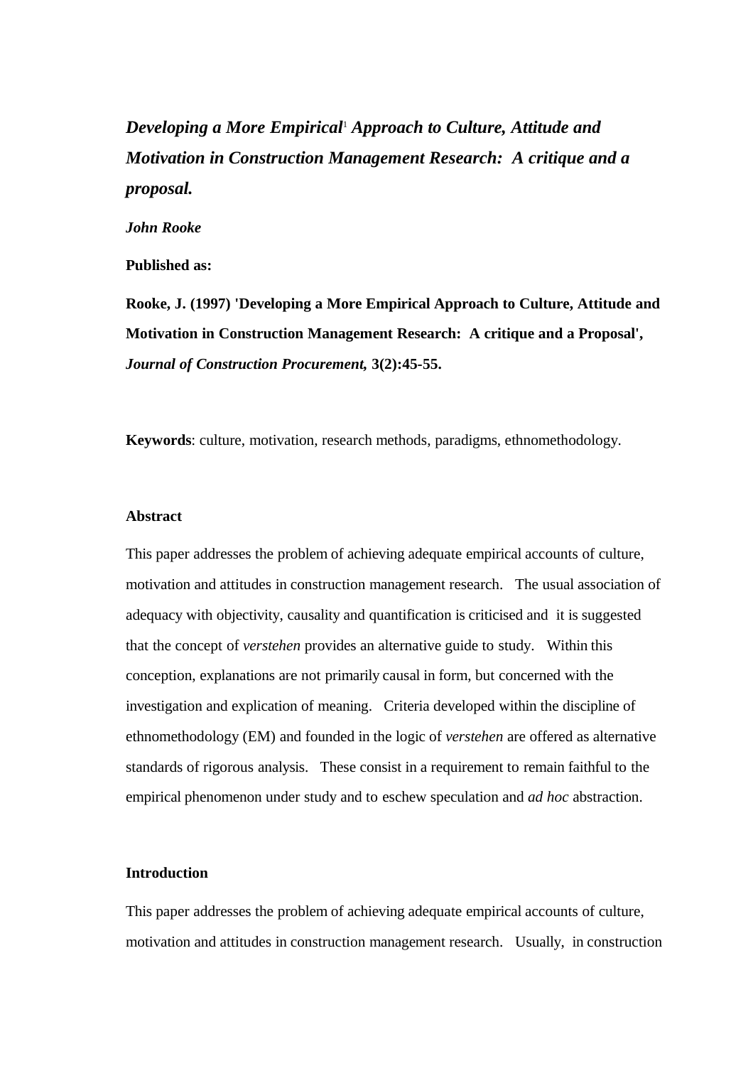# *Developing a More Empirical[1] Approach to Culture, Attitude and Motivation in Construction Management Research: A critique and a proposal.*

***John Rooke***

**Published as:**

**Rooke, J. (1997) 'Developing a More Empirical Approach to Culture, Attitude and Motivation in Construction Management Research: A critique and a Proposal', *Journal of Construction Procurement,* 3(2):45-55.**

**Keywords**: culture, motivation, research methods, paradigms, ethnomethodology.

## Abstract

This paper addresses the problem of achieving adequate empirical accounts of culture, motivation and attitudes in construction management research. The usual association of adequacy with objectivity, causality and quantification is criticised and it is suggested that the concept of *verstehen* provides an alternative guide to study. Within this conception, explanations are not primarily causal in form, but concerned with the investigation and explication of meaning. Criteria developed within the discipline of ethnomethodology (EM) and founded in the logic of *verstehen* are offered as alternative standards of rigorous analysis. These consist in a requirement to remain faithful to the empirical phenomenon under study and to eschew speculation and *ad hoc* abstraction.

## Introduction

This paper addresses the problem of achieving adequate empirical accounts of culture, motivation and attitudes in construction management research. Usually, in construction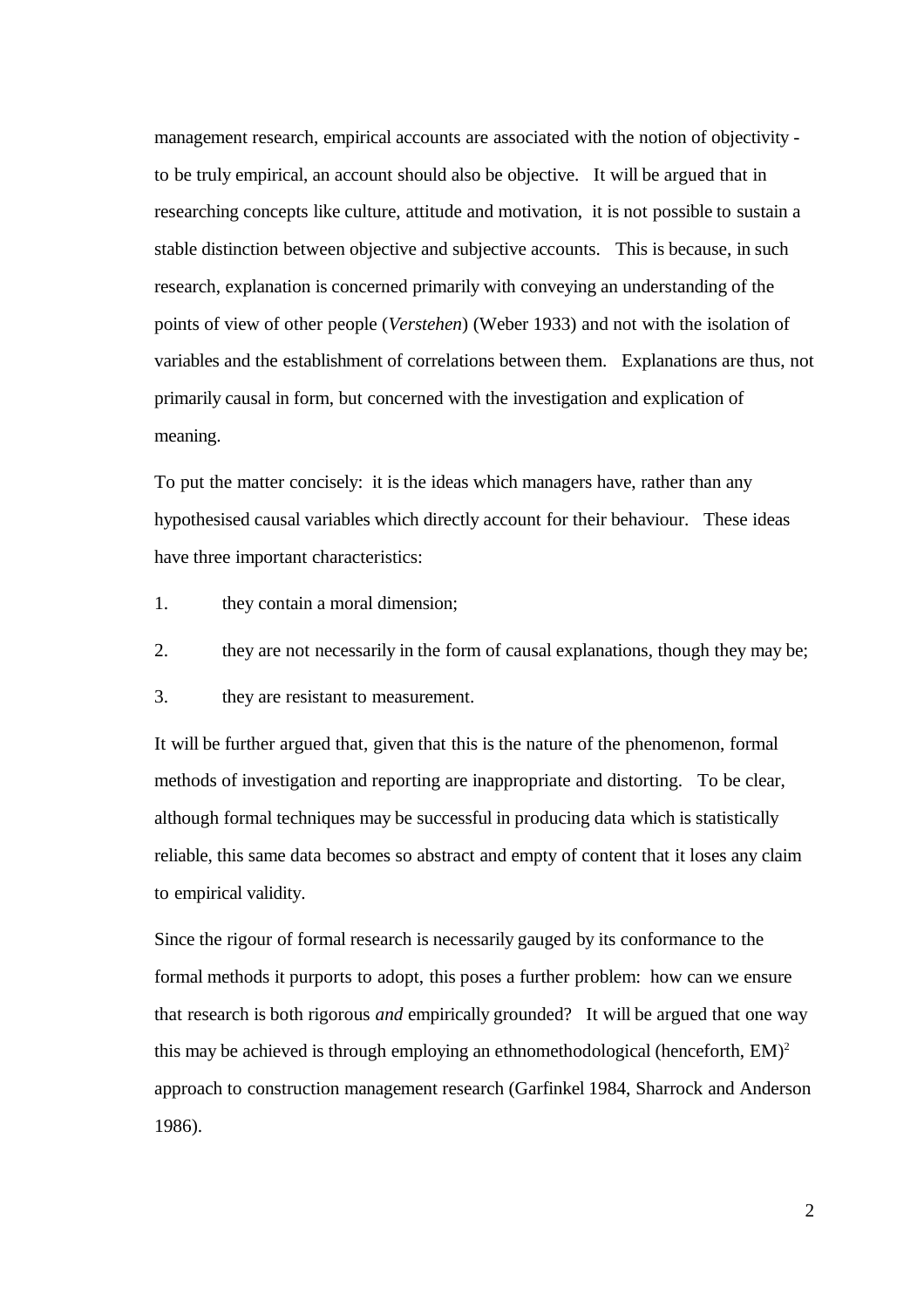management research, empirical accounts are associated with the notion of objectivity - to be truly empirical, an account should also be objective. It will be argued that in researching concepts like culture, attitude and motivation, it is not possible to sustain a stable distinction between objective and subjective accounts. This is because, in such research, explanation is concerned primarily with conveying an understanding of the points of view of other people (*Verstehen*) (Weber 1933) and not with the isolation of variables and the establishment of correlations between them. Explanations are thus, not primarily causal in form, but concerned with the investigation and explication of meaning.

To put the matter concisely: it is the ideas which managers have, rather than any hypothesised causal variables which directly account for their behaviour. These ideas have three important characteristics:

1. they contain a moral dimension;
2. they are not necessarily in the form of causal explanations, though they may be;
3. they are resistant to measurement.

It will be further argued that, given that this is the nature of the phenomenon, formal methods of investigation and reporting are inappropriate and distorting. To be clear, although formal techniques may be successful in producing data which is statistically reliable, this same data becomes so abstract and empty of content that it loses any claim to empirical validity.

Since the rigour of formal research is necessarily gauged by its conformance to the formal methods it purports to adopt, this poses a further problem: how can we ensure that research is both rigorous *and* empirically grounded? It will be argued that one way this may be achieved is through employing an ethnomethodological (henceforth, EM)[2] approach to construction management research (Garfinkel 1984, Sharrock and Anderson 1986).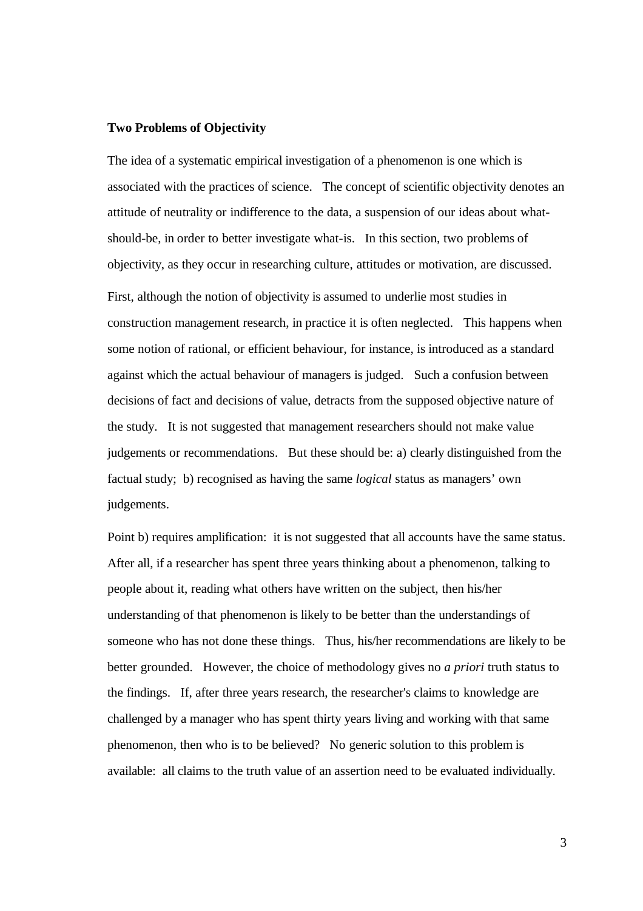**Two Problems of Objectivity**

The idea of a systematic empirical investigation of a phenomenon is one which is associated with the practices of science. The concept of scientific objectivity denotes an attitude of neutrality or indifference to the data, a suspension of our ideas about what-should-be, in order to better investigate what-is. In this section, two problems of objectivity, as they occur in researching culture, attitudes or motivation, are discussed.

First, although the notion of objectivity is assumed to underlie most studies in construction management research, in practice it is often neglected. This happens when some notion of rational, or efficient behaviour, for instance, is introduced as a standard against which the actual behaviour of managers is judged. Such a confusion between decisions of fact and decisions of value, detracts from the supposed objective nature of the study. It is not suggested that management researchers should not make value judgements or recommendations. But these should be: a) clearly distinguished from the factual study; b) recognised as having the same *logical* status as managers' own judgements.

Point b) requires amplification: it is not suggested that all accounts have the same status. After all, if a researcher has spent three years thinking about a phenomenon, talking to people about it, reading what others have written on the subject, then his/her understanding of that phenomenon is likely to be better than the understandings of someone who has not done these things. Thus, his/her recommendations are likely to be better grounded. However, the choice of methodology gives no *a priori* truth status to the findings. If, after three years research, the researcher's claims to knowledge are challenged by a manager who has spent thirty years living and working with that same phenomenon, then who is to be believed? No generic solution to this problem is available: all claims to the truth value of an assertion need to be evaluated individually.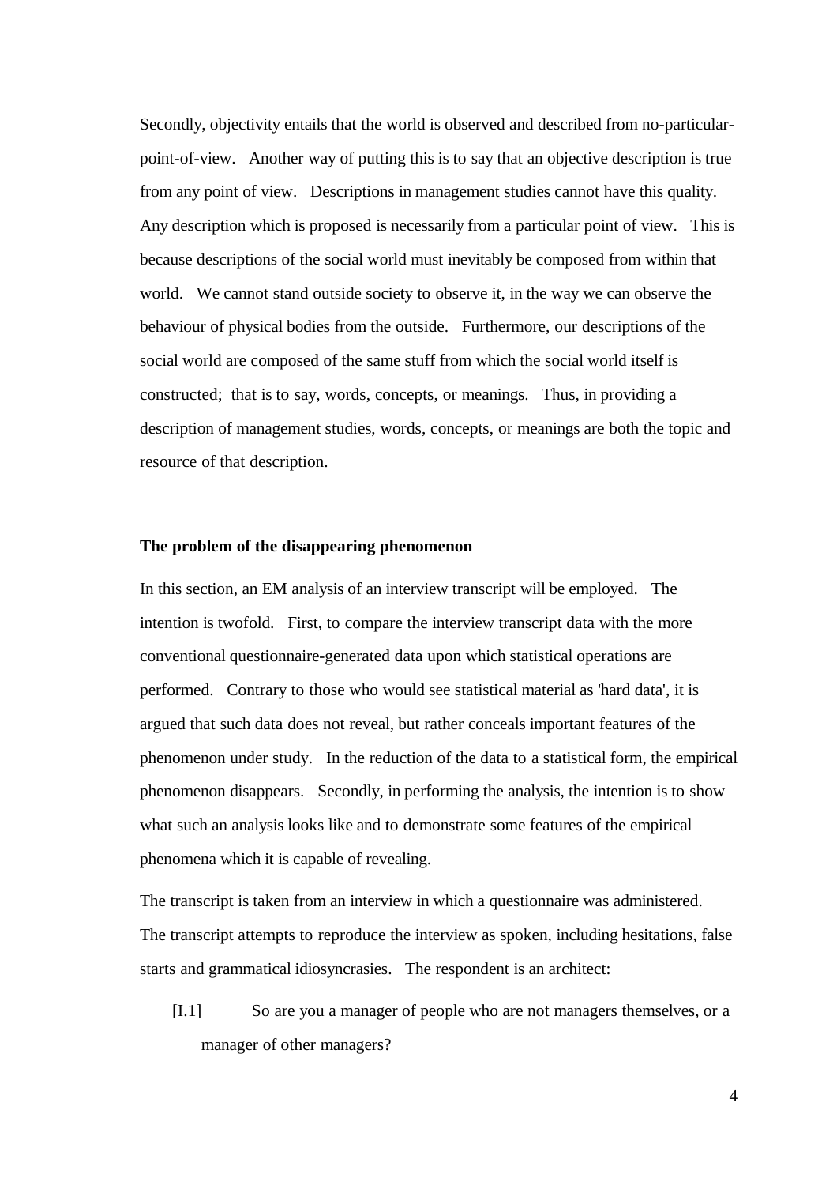Secondly, objectivity entails that the world is observed and described from no-particular-point-of-view. Another way of putting this is to say that an objective description is true from any point of view. Descriptions in management studies cannot have this quality. Any description which is proposed is necessarily from a particular point of view. This is because descriptions of the social world must inevitably be composed from within that world. We cannot stand outside society to observe it, in the way we can observe the behaviour of physical bodies from the outside. Furthermore, our descriptions of the social world are composed of the same stuff from which the social world itself is constructed; that is to say, words, concepts, or meanings. Thus, in providing a description of management studies, words, concepts, or meanings are both the topic and resource of that description.

**The problem of the disappearing phenomenon**

In this section, an EM analysis of an interview transcript will be employed. The intention is twofold. First, to compare the interview transcript data with the more conventional questionnaire-generated data upon which statistical operations are performed. Contrary to those who would see statistical material as 'hard data', it is argued that such data does not reveal, but rather conceals important features of the phenomenon under study. In the reduction of the data to a statistical form, the empirical phenomenon disappears. Secondly, in performing the analysis, the intention is to show what such an analysis looks like and to demonstrate some features of the empirical phenomena which it is capable of revealing.

The transcript is taken from an interview in which a questionnaire was administered. The transcript attempts to reproduce the interview as spoken, including hesitations, false starts and grammatical idiosyncrasies. The respondent is an architect:

[I.1] So are you a manager of people who are not managers themselves, or a manager of other managers?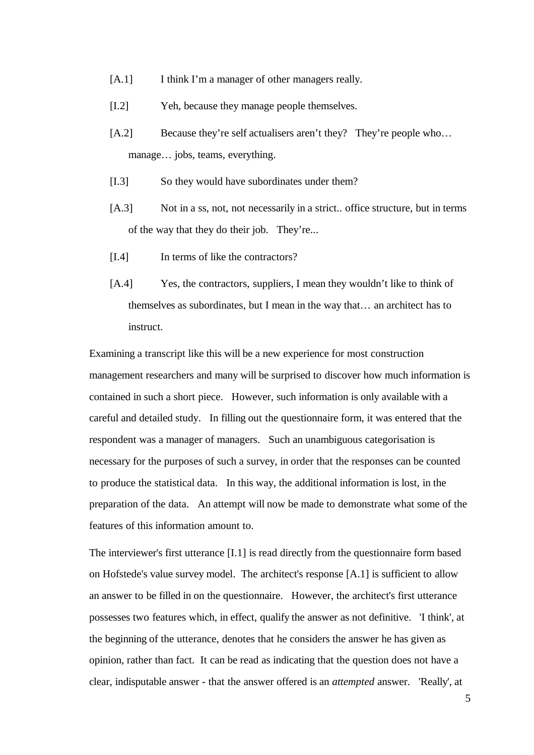[A.1] I think I'm a manager of other managers really.

[I.2] Yeh, because they manage people themselves.

[A.2] Because they're self actualisers aren't they? They're people who… manage… jobs, teams, everything.

[I.3] So they would have subordinates under them?

[A.3] Not in a ss, not, not necessarily in a strict.. office structure, but in terms of the way that they do their job. They're...

[I.4] In terms of like the contractors?

[A.4] Yes, the contractors, suppliers, I mean they wouldn't like to think of themselves as subordinates, but I mean in the way that… an architect has to instruct.

Examining a transcript like this will be a new experience for most construction management researchers and many will be surprised to discover how much information is contained in such a short piece. However, such information is only available with a careful and detailed study. In filling out the questionnaire form, it was entered that the respondent was a manager of managers. Such an unambiguous categorisation is necessary for the purposes of such a survey, in order that the responses can be counted to produce the statistical data. In this way, the additional information is lost, in the preparation of the data. An attempt will now be made to demonstrate what some of the features of this information amount to.

The interviewer's first utterance [I.1] is read directly from the questionnaire form based on Hofstede's value survey model. The architect's response [A.1] is sufficient to allow an answer to be filled in on the questionnaire. However, the architect's first utterance possesses two features which, in effect, qualify the answer as not definitive. 'I think', at the beginning of the utterance, denotes that he considers the answer he has given as opinion, rather than fact. It can be read as indicating that the question does not have a clear, indisputable answer - that the answer offered is an *attempted* answer. 'Really', at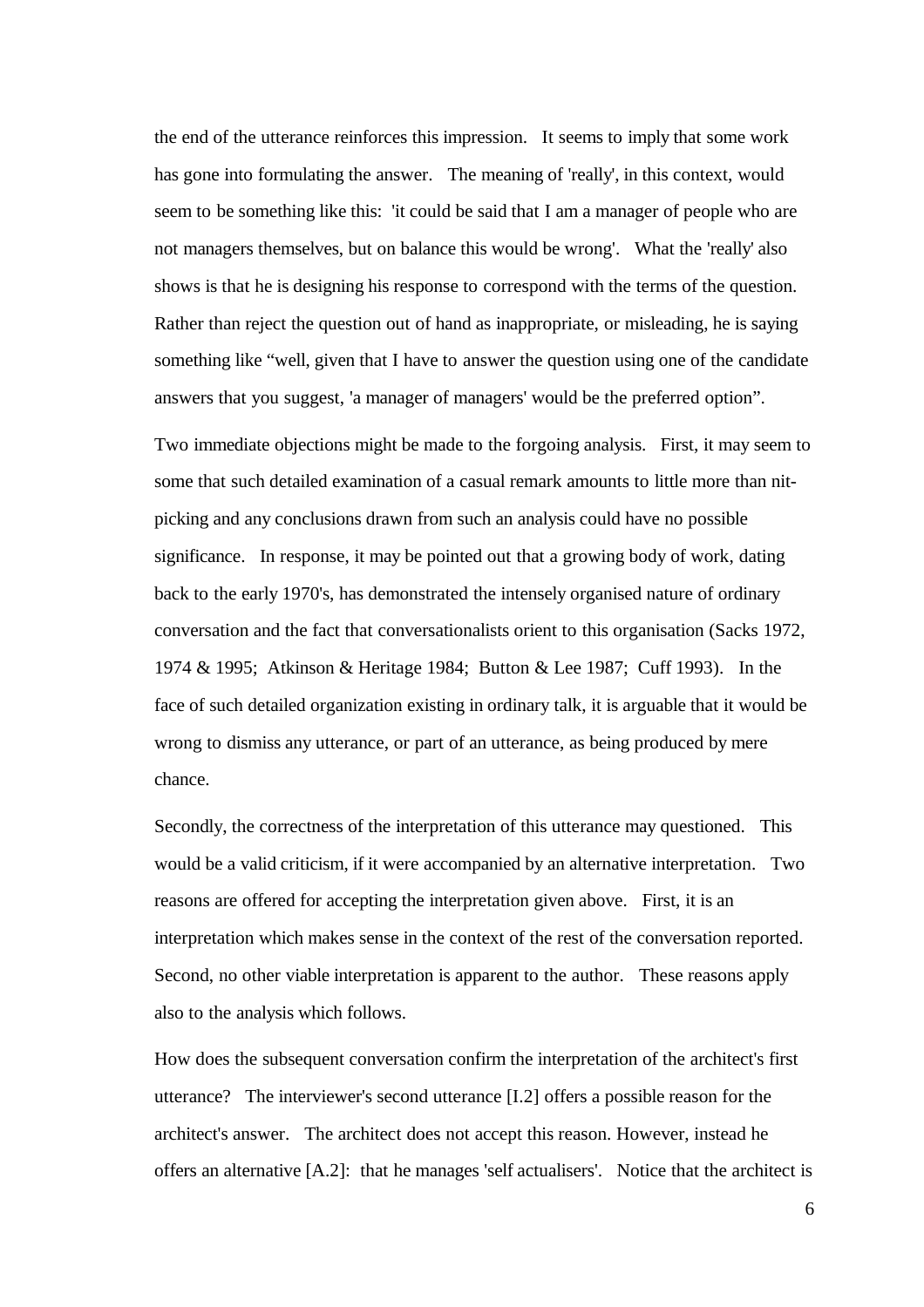the end of the utterance reinforces this impression. It seems to imply that some work has gone into formulating the answer. The meaning of 'really', in this context, would seem to be something like this: 'it could be said that I am a manager of people who are not managers themselves, but on balance this would be wrong'. What the 'really' also shows is that he is designing his response to correspond with the terms of the question. Rather than reject the question out of hand as inappropriate, or misleading, he is saying something like "well, given that I have to answer the question using one of the candidate answers that you suggest, 'a manager of managers' would be the preferred option".

Two immediate objections might be made to the forgoing analysis. First, it may seem to some that such detailed examination of a casual remark amounts to little more than nit-picking and any conclusions drawn from such an analysis could have no possible significance. In response, it may be pointed out that a growing body of work, dating back to the early 1970's, has demonstrated the intensely organised nature of ordinary conversation and the fact that conversationalists orient to this organisation (Sacks 1972, 1974 & 1995; Atkinson & Heritage 1984; Button & Lee 1987; Cuff 1993). In the face of such detailed organization existing in ordinary talk, it is arguable that it would be wrong to dismiss any utterance, or part of an utterance, as being produced by mere chance.

Secondly, the correctness of the interpretation of this utterance may questioned. This would be a valid criticism, if it were accompanied by an alternative interpretation. Two reasons are offered for accepting the interpretation given above. First, it is an interpretation which makes sense in the context of the rest of the conversation reported. Second, no other viable interpretation is apparent to the author. These reasons apply also to the analysis which follows.

How does the subsequent conversation confirm the interpretation of the architect's first utterance? The interviewer's second utterance [I.2] offers a possible reason for the architect's answer. The architect does not accept this reason. However, instead he offers an alternative [A.2]: that he manages 'self actualisers'. Notice that the architect is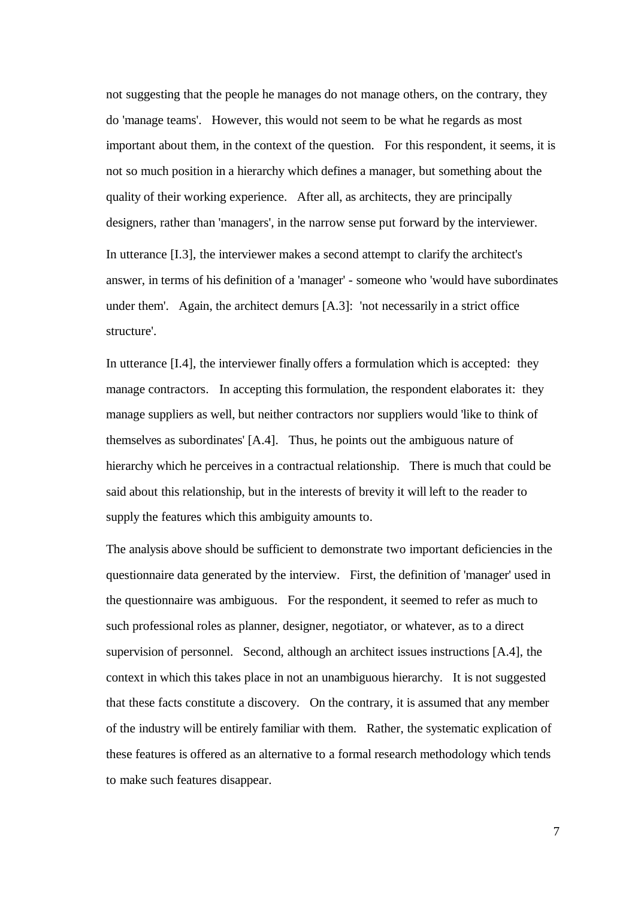not suggesting that the people he manages do not manage others, on the contrary, they do 'manage teams'. However, this would not seem to be what he regards as most important about them, in the context of the question. For this respondent, it seems, it is not so much position in a hierarchy which defines a manager, but something about the quality of their working experience. After all, as architects, they are principally designers, rather than 'managers', in the narrow sense put forward by the interviewer.

In utterance [I.3], the interviewer makes a second attempt to clarify the architect's answer, in terms of his definition of a 'manager' - someone who 'would have subordinates under them'. Again, the architect demurs [A.3]: 'not necessarily in a strict office structure'.

In utterance [I.4], the interviewer finally offers a formulation which is accepted: they manage contractors. In accepting this formulation, the respondent elaborates it: they manage suppliers as well, but neither contractors nor suppliers would 'like to think of themselves as subordinates' [A.4]. Thus, he points out the ambiguous nature of hierarchy which he perceives in a contractual relationship. There is much that could be said about this relationship, but in the interests of brevity it will left to the reader to supply the features which this ambiguity amounts to.

The analysis above should be sufficient to demonstrate two important deficiencies in the questionnaire data generated by the interview. First, the definition of 'manager' used in the questionnaire was ambiguous. For the respondent, it seemed to refer as much to such professional roles as planner, designer, negotiator, or whatever, as to a direct supervision of personnel. Second, although an architect issues instructions [A.4], the context in which this takes place in not an unambiguous hierarchy. It is not suggested that these facts constitute a discovery. On the contrary, it is assumed that any member of the industry will be entirely familiar with them. Rather, the systematic explication of these features is offered as an alternative to a formal research methodology which tends to make such features disappear.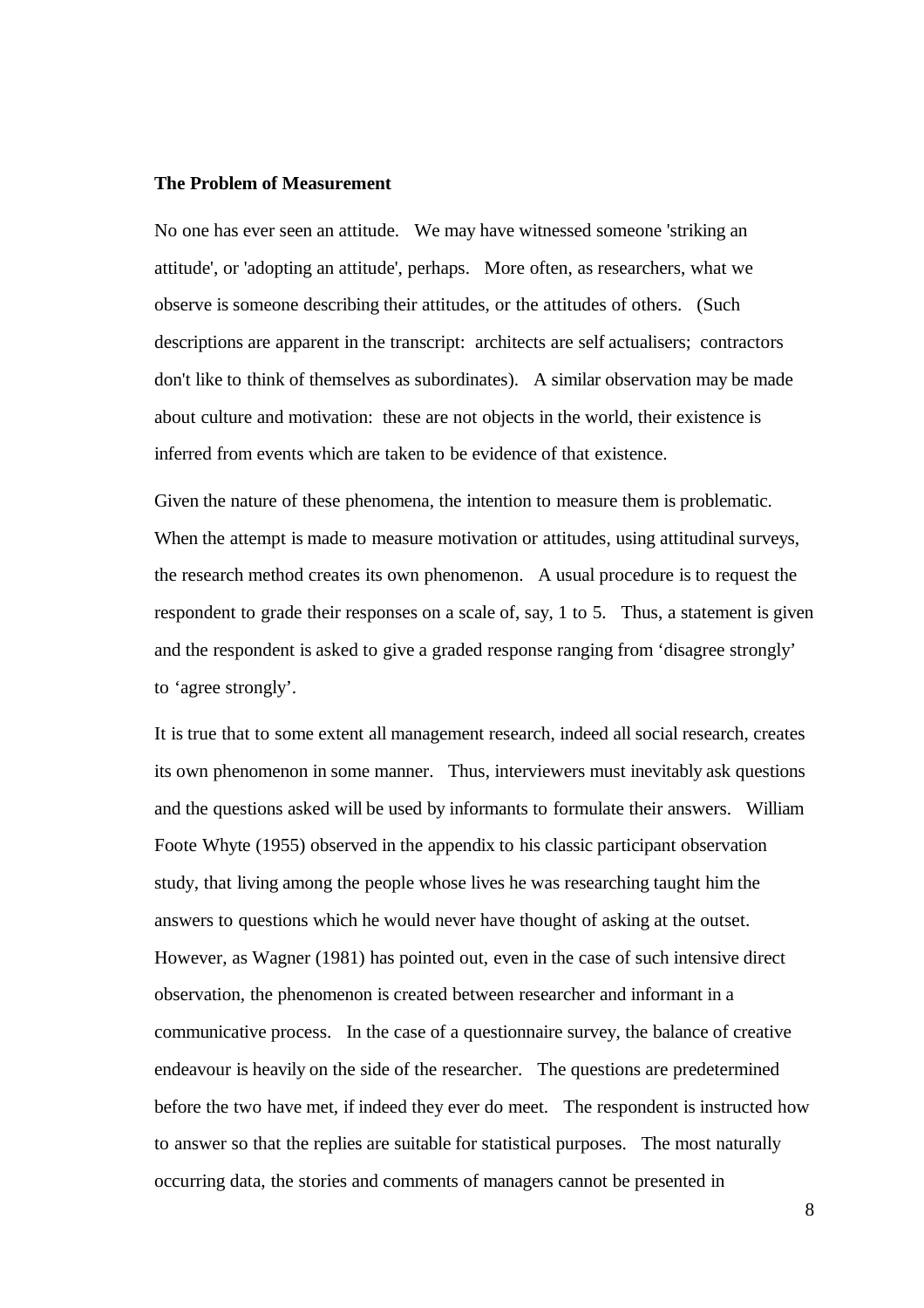**The Problem of Measurement**

No one has ever seen an attitude. We may have witnessed someone 'striking an attitude', or 'adopting an attitude', perhaps. More often, as researchers, what we observe is someone describing their attitudes, or the attitudes of others. (Such descriptions are apparent in the transcript: architects are self actualisers; contractors don't like to think of themselves as subordinates). A similar observation may be made about culture and motivation: these are not objects in the world, their existence is inferred from events which are taken to be evidence of that existence.

Given the nature of these phenomena, the intention to measure them is problematic. When the attempt is made to measure motivation or attitudes, using attitudinal surveys, the research method creates its own phenomenon. A usual procedure is to request the respondent to grade their responses on a scale of, say, 1 to 5. Thus, a statement is given and the respondent is asked to give a graded response ranging from 'disagree strongly' to 'agree strongly'.

It is true that to some extent all management research, indeed all social research, creates its own phenomenon in some manner. Thus, interviewers must inevitably ask questions and the questions asked will be used by informants to formulate their answers. William Foote Whyte (1955) observed in the appendix to his classic participant observation study, that living among the people whose lives he was researching taught him the answers to questions which he would never have thought of asking at the outset. However, as Wagner (1981) has pointed out, even in the case of such intensive direct observation, the phenomenon is created between researcher and informant in a communicative process. In the case of a questionnaire survey, the balance of creative endeavour is heavily on the side of the researcher. The questions are predetermined before the two have met, if indeed they ever do meet. The respondent is instructed how to answer so that the replies are suitable for statistical purposes. The most naturally occurring data, the stories and comments of managers cannot be presented in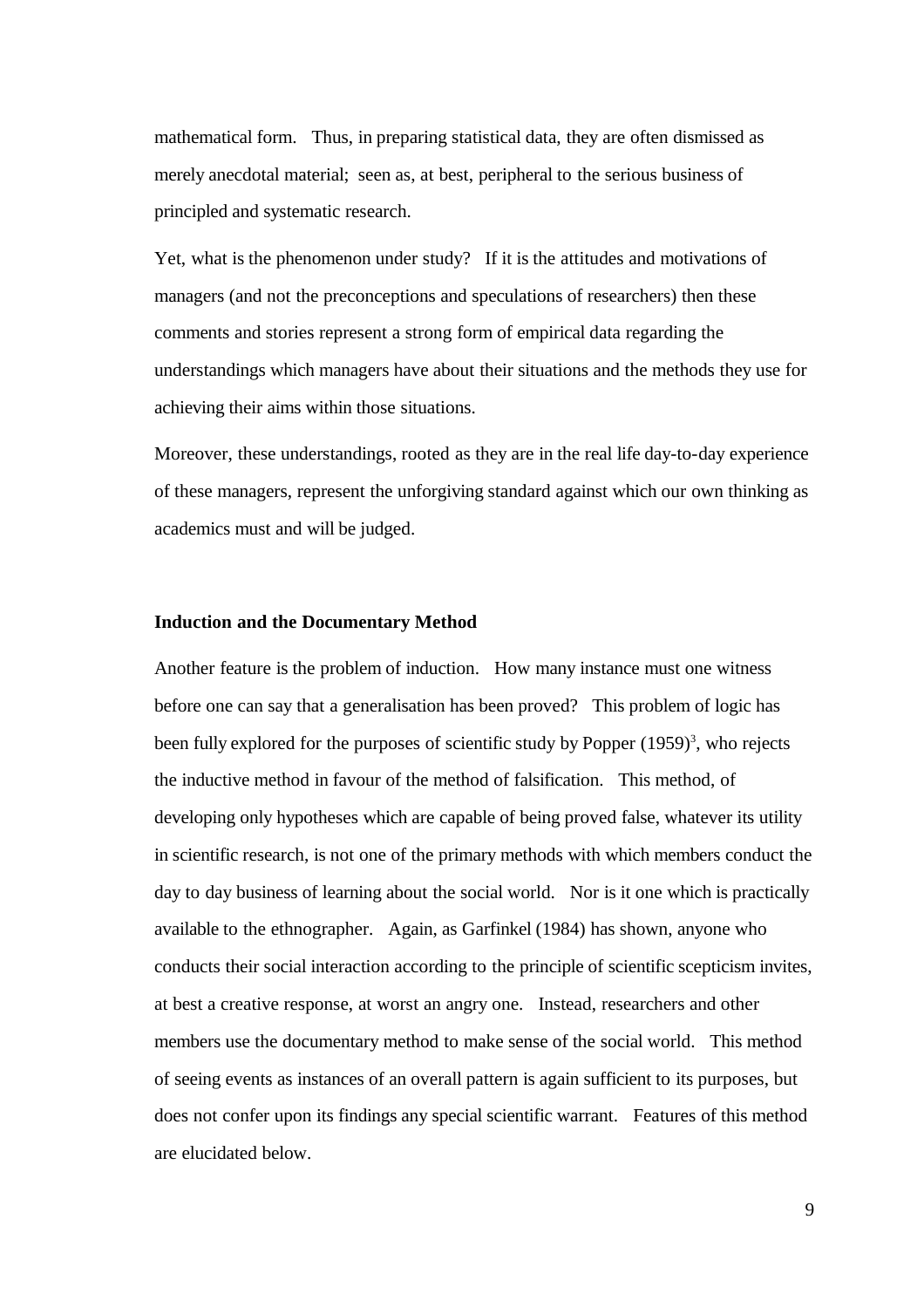mathematical form. Thus, in preparing statistical data, they are often dismissed as merely anecdotal material; seen as, at best, peripheral to the serious business of principled and systematic research.

Yet, what is the phenomenon under study? If it is the attitudes and motivations of managers (and not the preconceptions and speculations of researchers) then these comments and stories represent a strong form of empirical data regarding the understandings which managers have about their situations and the methods they use for achieving their aims within those situations.

Moreover, these understandings, rooted as they are in the real life day-to-day experience of these managers, represent the unforgiving standard against which our own thinking as academics must and will be judged.

**Induction and the Documentary Method**

Another feature is the problem of induction. How many instance must one witness before one can say that a generalisation has been proved? This problem of logic has been fully explored for the purposes of scientific study by Popper (1959)[3], who rejects the inductive method in favour of the method of falsification. This method, of developing only hypotheses which are capable of being proved false, whatever its utility in scientific research, is not one of the primary methods with which members conduct the day to day business of learning about the social world. Nor is it one which is practically available to the ethnographer. Again, as Garfinkel (1984) has shown, anyone who conducts their social interaction according to the principle of scientific scepticism invites, at best a creative response, at worst an angry one. Instead, researchers and other members use the documentary method to make sense of the social world. This method of seeing events as instances of an overall pattern is again sufficient to its purposes, but does not confer upon its findings any special scientific warrant. Features of this method are elucidated below.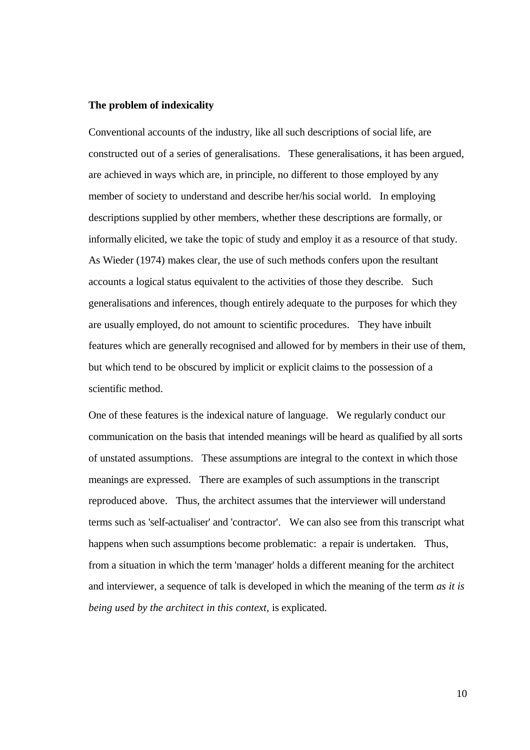**The problem of indexicality**

Conventional accounts of the industry, like all such descriptions of social life, are constructed out of a series of generalisations. These generalisations, it has been argued, are achieved in ways which are, in principle, no different to those employed by any member of society to understand and describe her/his social world. In employing descriptions supplied by other members, whether these descriptions are formally, or informally elicited, we take the topic of study and employ it as a resource of that study. As Wieder (1974) makes clear, the use of such methods confers upon the resultant accounts a logical status equivalent to the activities of those they describe. Such generalisations and inferences, though entirely adequate to the purposes for which they are usually employed, do not amount to scientific procedures. They have inbuilt features which are generally recognised and allowed for by members in their use of them, but which tend to be obscured by implicit or explicit claims to the possession of a scientific method.

One of these features is the indexical nature of language. We regularly conduct our communication on the basis that intended meanings will be heard as qualified by all sorts of unstated assumptions. These assumptions are integral to the context in which those meanings are expressed. There are examples of such assumptions in the transcript reproduced above. Thus, the architect assumes that the interviewer will understand terms such as 'self-actualiser' and 'contractor'. We can also see from this transcript what happens when such assumptions become problematic: a repair is undertaken. Thus, from a situation in which the term 'manager' holds a different meaning for the architect and interviewer, a sequence of talk is developed in which the meaning of the term *as it is being used by the architect in this context,* is explicated.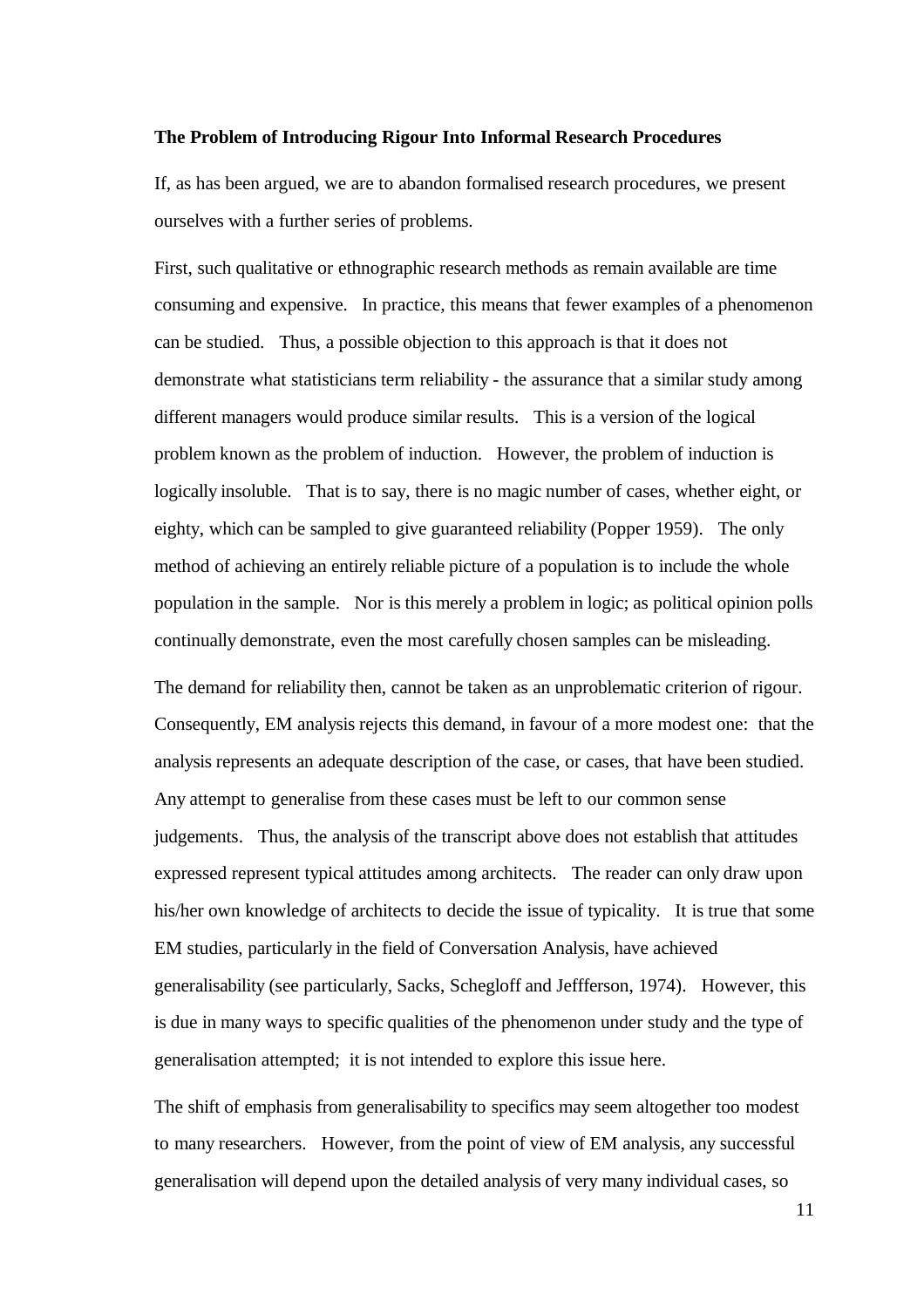**The Problem of Introducing Rigour Into Informal Research Procedures**

If, as has been argued, we are to abandon formalised research procedures, we present ourselves with a further series of problems.

First, such qualitative or ethnographic research methods as remain available are time consuming and expensive. In practice, this means that fewer examples of a phenomenon can be studied. Thus, a possible objection to this approach is that it does not demonstrate what statisticians term reliability - the assurance that a similar study among different managers would produce similar results. This is a version of the logical problem known as the problem of induction. However, the problem of induction is logically insoluble. That is to say, there is no magic number of cases, whether eight, or eighty, which can be sampled to give guaranteed reliability (Popper 1959). The only method of achieving an entirely reliable picture of a population is to include the whole population in the sample. Nor is this merely a problem in logic; as political opinion polls continually demonstrate, even the most carefully chosen samples can be misleading.

The demand for reliability then, cannot be taken as an unproblematic criterion of rigour. Consequently, EM analysis rejects this demand, in favour of a more modest one: that the analysis represents an adequate description of the case, or cases, that have been studied. Any attempt to generalise from these cases must be left to our common sense judgements. Thus, the analysis of the transcript above does not establish that attitudes expressed represent typical attitudes among architects. The reader can only draw upon his/her own knowledge of architects to decide the issue of typicality. It is true that some EM studies, particularly in the field of Conversation Analysis, have achieved generalisability (see particularly, Sacks, Schegloff and Jeffferson, 1974). However, this is due in many ways to specific qualities of the phenomenon under study and the type of generalisation attempted; it is not intended to explore this issue here.

The shift of emphasis from generalisability to specifics may seem altogether too modest to many researchers. However, from the point of view of EM analysis, any successful generalisation will depend upon the detailed analysis of very many individual cases, so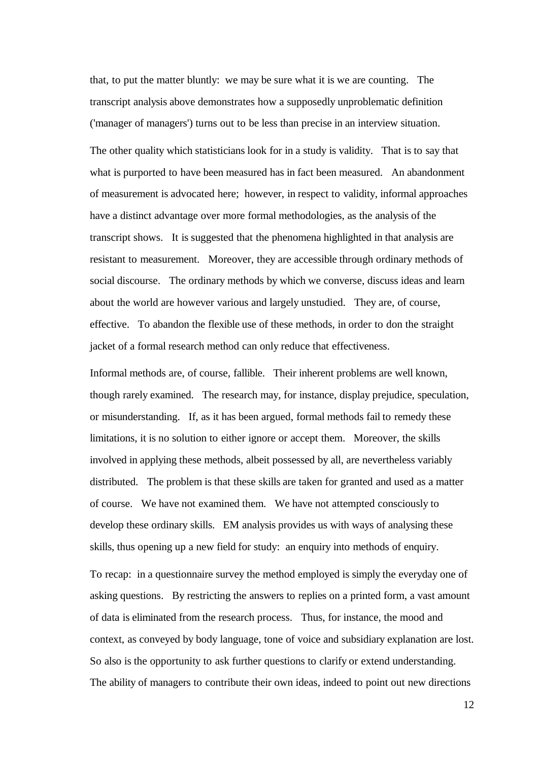that, to put the matter bluntly: we may be sure what it is we are counting. The transcript analysis above demonstrates how a supposedly unproblematic definition ('manager of managers') turns out to be less than precise in an interview situation.

The other quality which statisticians look for in a study is validity. That is to say that what is purported to have been measured has in fact been measured. An abandonment of measurement is advocated here; however, in respect to validity, informal approaches have a distinct advantage over more formal methodologies, as the analysis of the transcript shows. It is suggested that the phenomena highlighted in that analysis are resistant to measurement. Moreover, they are accessible through ordinary methods of social discourse. The ordinary methods by which we converse, discuss ideas and learn about the world are however various and largely unstudied. They are, of course, effective. To abandon the flexible use of these methods, in order to don the straight jacket of a formal research method can only reduce that effectiveness.

Informal methods are, of course, fallible. Their inherent problems are well known, though rarely examined. The research may, for instance, display prejudice, speculation, or misunderstanding. If, as it has been argued, formal methods fail to remedy these limitations, it is no solution to either ignore or accept them. Moreover, the skills involved in applying these methods, albeit possessed by all, are nevertheless variably distributed. The problem is that these skills are taken for granted and used as a matter of course. We have not examined them. We have not attempted consciously to develop these ordinary skills. EM analysis provides us with ways of analysing these skills, thus opening up a new field for study: an enquiry into methods of enquiry.

To recap: in a questionnaire survey the method employed is simply the everyday one of asking questions. By restricting the answers to replies on a printed form, a vast amount of data is eliminated from the research process. Thus, for instance, the mood and context, as conveyed by body language, tone of voice and subsidiary explanation are lost. So also is the opportunity to ask further questions to clarify or extend understanding. The ability of managers to contribute their own ideas, indeed to point out new directions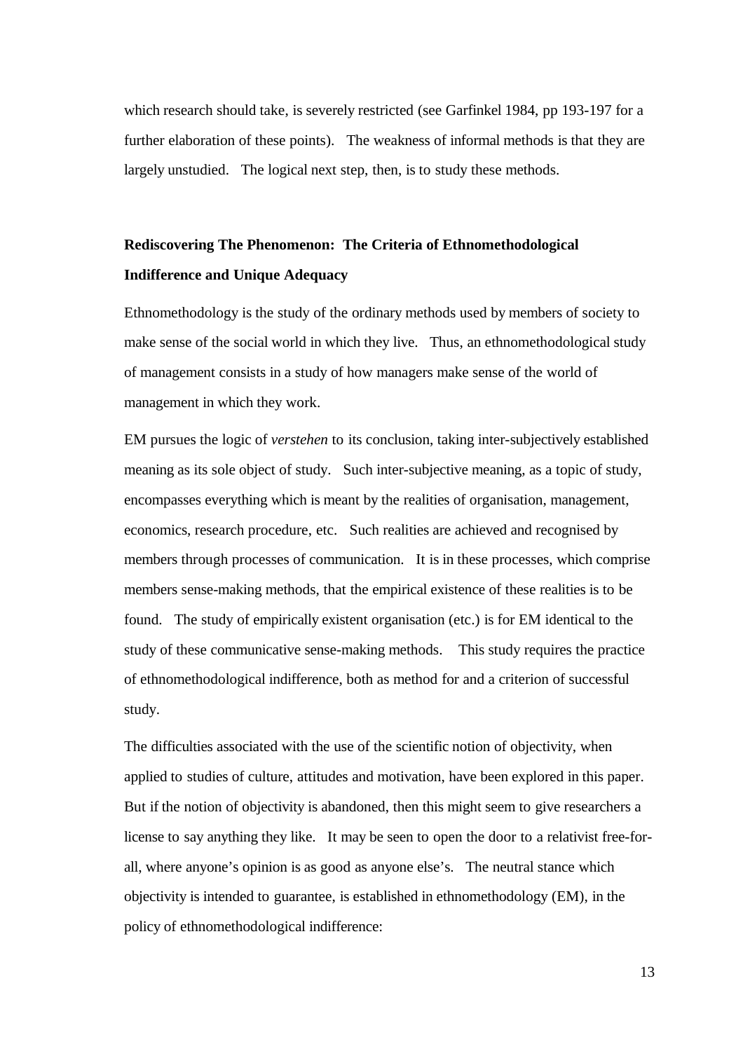which research should take, is severely restricted (see Garfinkel 1984, pp 193-197 for a further elaboration of these points). The weakness of informal methods is that they are largely unstudied. The logical next step, then, is to study these methods.

## Rediscovering The Phenomenon: The Criteria of Ethnomethodological Indifference and Unique Adequacy

Ethnomethodology is the study of the ordinary methods used by members of society to make sense of the social world in which they live. Thus, an ethnomethodological study of management consists in a study of how managers make sense of the world of management in which they work.

EM pursues the logic of *verstehen* to its conclusion, taking inter-subjectively established meaning as its sole object of study. Such inter-subjective meaning, as a topic of study, encompasses everything which is meant by the realities of organisation, management, economics, research procedure, etc. Such realities are achieved and recognised by members through processes of communication. It is in these processes, which comprise members sense-making methods, that the empirical existence of these realities is to be found. The study of empirically existent organisation (etc.) is for EM identical to the study of these communicative sense-making methods. This study requires the practice of ethnomethodological indifference, both as method for and a criterion of successful study.

The difficulties associated with the use of the scientific notion of objectivity, when applied to studies of culture, attitudes and motivation, have been explored in this paper. But if the notion of objectivity is abandoned, then this might seem to give researchers a license to say anything they like. It may be seen to open the door to a relativist free-for-all, where anyone's opinion is as good as anyone else's. The neutral stance which objectivity is intended to guarantee, is established in ethnomethodology (EM), in the policy of ethnomethodological indifference: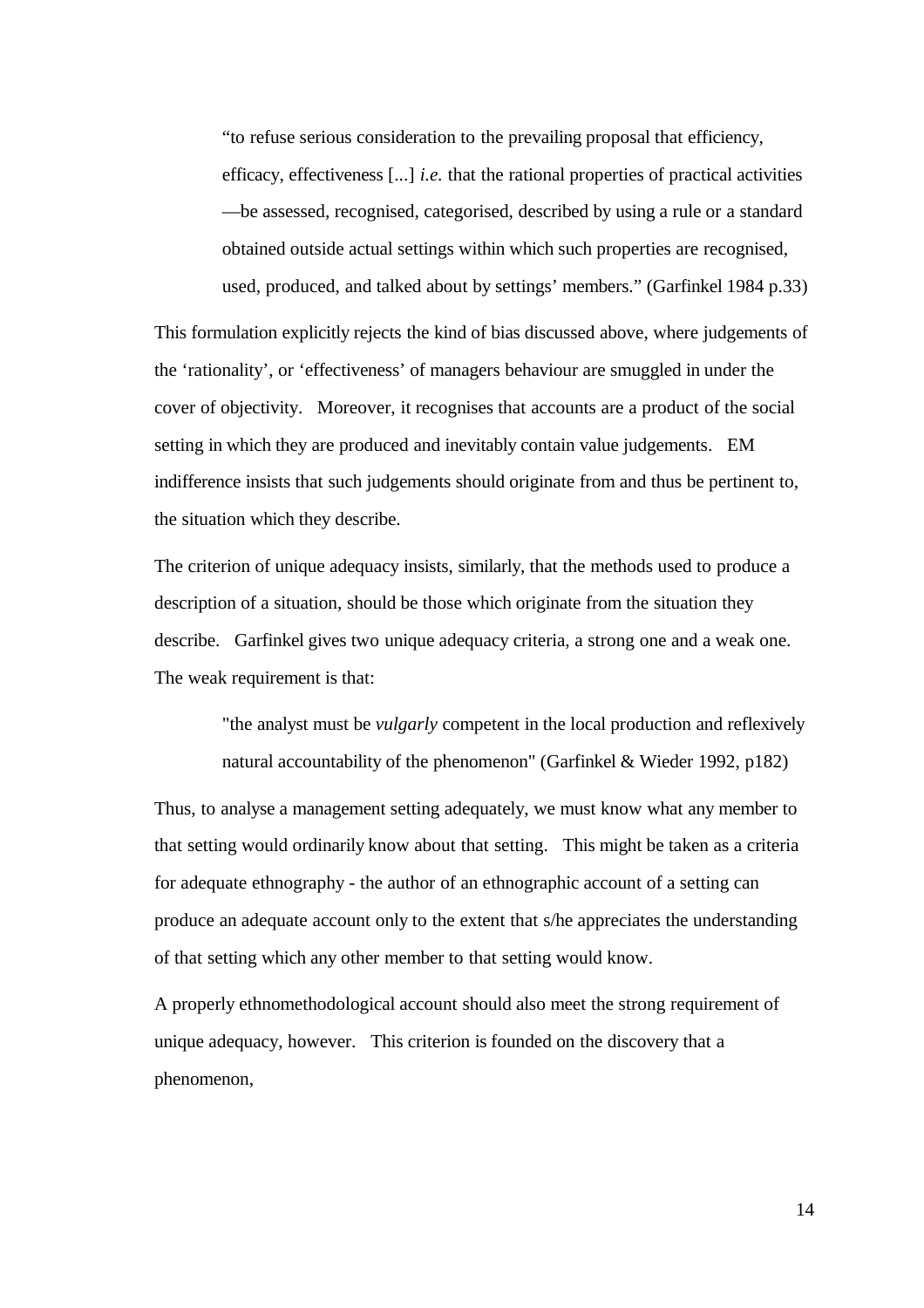> "to refuse serious consideration to the prevailing proposal that efficiency, efficacy, effectiveness [...] *i.e.* that the rational properties of practical activities —be assessed, recognised, categorised, described by using a rule or a standard obtained outside actual settings within which such properties are recognised, used, produced, and talked about by settings' members." (Garfinkel 1984 p.33)

This formulation explicitly rejects the kind of bias discussed above, where judgements of the 'rationality', or 'effectiveness' of managers behaviour are smuggled in under the cover of objectivity. Moreover, it recognises that accounts are a product of the social setting in which they are produced and inevitably contain value judgements. EM indifference insists that such judgements should originate from and thus be pertinent to, the situation which they describe.

The criterion of unique adequacy insists, similarly, that the methods used to produce a description of a situation, should be those which originate from the situation they describe. Garfinkel gives two unique adequacy criteria, a strong one and a weak one. The weak requirement is that:

> "the analyst must be *vulgarly* competent in the local production and reflexively natural accountability of the phenomenon" (Garfinkel & Wieder 1992, p182)

Thus, to analyse a management setting adequately, we must know what any member to that setting would ordinarily know about that setting. This might be taken as a criteria for adequate ethnography - the author of an ethnographic account of a setting can produce an adequate account only to the extent that s/he appreciates the understanding of that setting which any other member to that setting would know.

A properly ethnomethodological account should also meet the strong requirement of unique adequacy, however. This criterion is founded on the discovery that a phenomenon,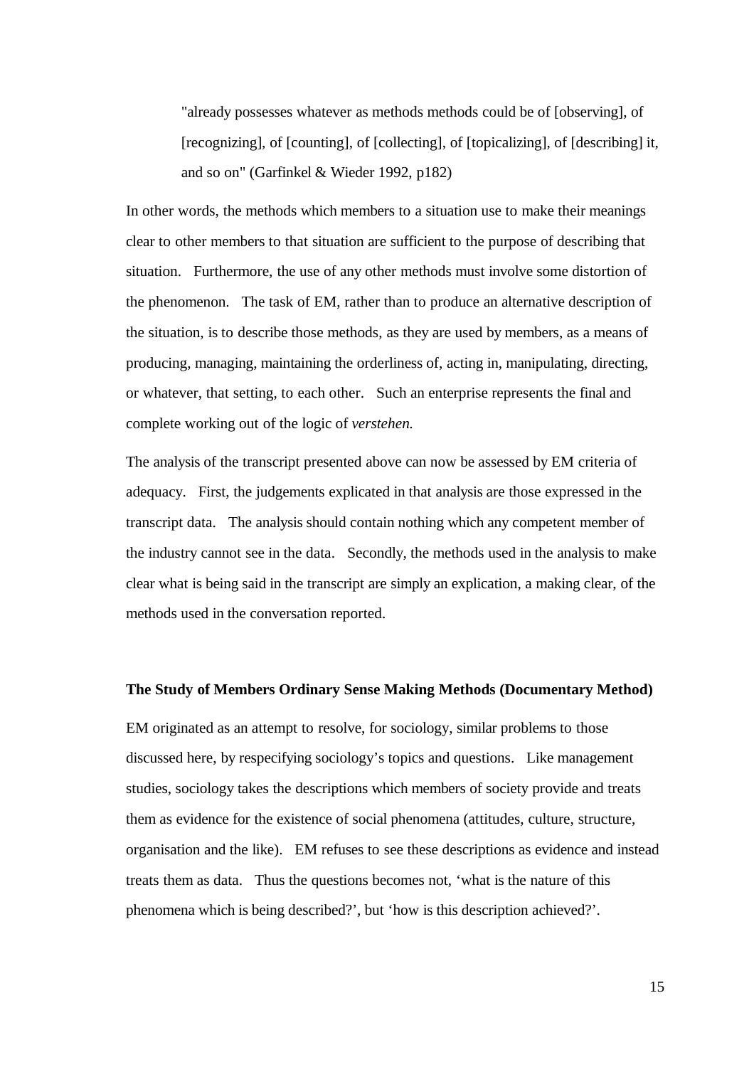> "already possesses whatever as methods methods could be of [observing], of [recognizing], of [counting], of [collecting], of [topicalizing], of [describing] it, and so on" (Garfinkel & Wieder 1992, p182)

In other words, the methods which members to a situation use to make their meanings clear to other members to that situation are sufficient to the purpose of describing that situation. Furthermore, the use of any other methods must involve some distortion of the phenomenon. The task of EM, rather than to produce an alternative description of the situation, is to describe those methods, as they are used by members, as a means of producing, managing, maintaining the orderliness of, acting in, manipulating, directing, or whatever, that setting, to each other. Such an enterprise represents the final and complete working out of the logic of *verstehen.*

The analysis of the transcript presented above can now be assessed by EM criteria of adequacy. First, the judgements explicated in that analysis are those expressed in the transcript data. The analysis should contain nothing which any competent member of the industry cannot see in the data. Secondly, the methods used in the analysis to make clear what is being said in the transcript are simply an explication, a making clear, of the methods used in the conversation reported.

### The Study of Members Ordinary Sense Making Methods (Documentary Method)

EM originated as an attempt to resolve, for sociology, similar problems to those discussed here, by respecifying sociology's topics and questions. Like management studies, sociology takes the descriptions which members of society provide and treats them as evidence for the existence of social phenomena (attitudes, culture, structure, organisation and the like). EM refuses to see these descriptions as evidence and instead treats them as data. Thus the questions becomes not, 'what is the nature of this phenomena which is being described?', but 'how is this description achieved?'.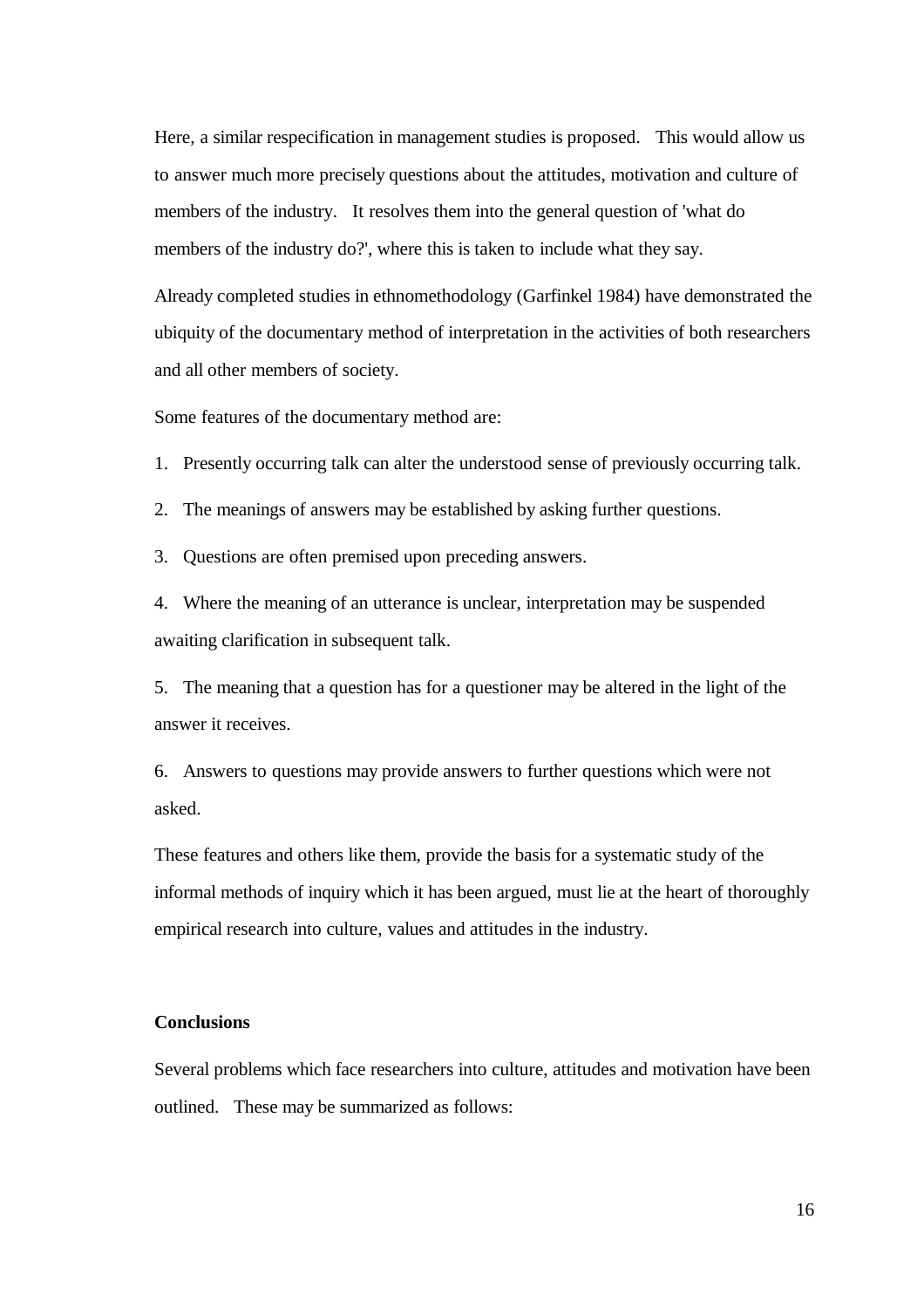Here, a similar respecification in management studies is proposed. This would allow us to answer much more precisely questions about the attitudes, motivation and culture of members of the industry. It resolves them into the general question of 'what do members of the industry do?', where this is taken to include what they say.

Already completed studies in ethnomethodology (Garfinkel 1984) have demonstrated the ubiquity of the documentary method of interpretation in the activities of both researchers and all other members of society.

Some features of the documentary method are:

1. Presently occurring talk can alter the understood sense of previously occurring talk.

2. The meanings of answers may be established by asking further questions.

3. Questions are often premised upon preceding answers.

4. Where the meaning of an utterance is unclear, interpretation may be suspended awaiting clarification in subsequent talk.

5. The meaning that a question has for a questioner may be altered in the light of the answer it receives.

6. Answers to questions may provide answers to further questions which were not asked.

These features and others like them, provide the basis for a systematic study of the informal methods of inquiry which it has been argued, must lie at the heart of thoroughly empirical research into culture, values and attitudes in the industry.

**Conclusions**

Several problems which face researchers into culture, attitudes and motivation have been outlined. These may be summarized as follows: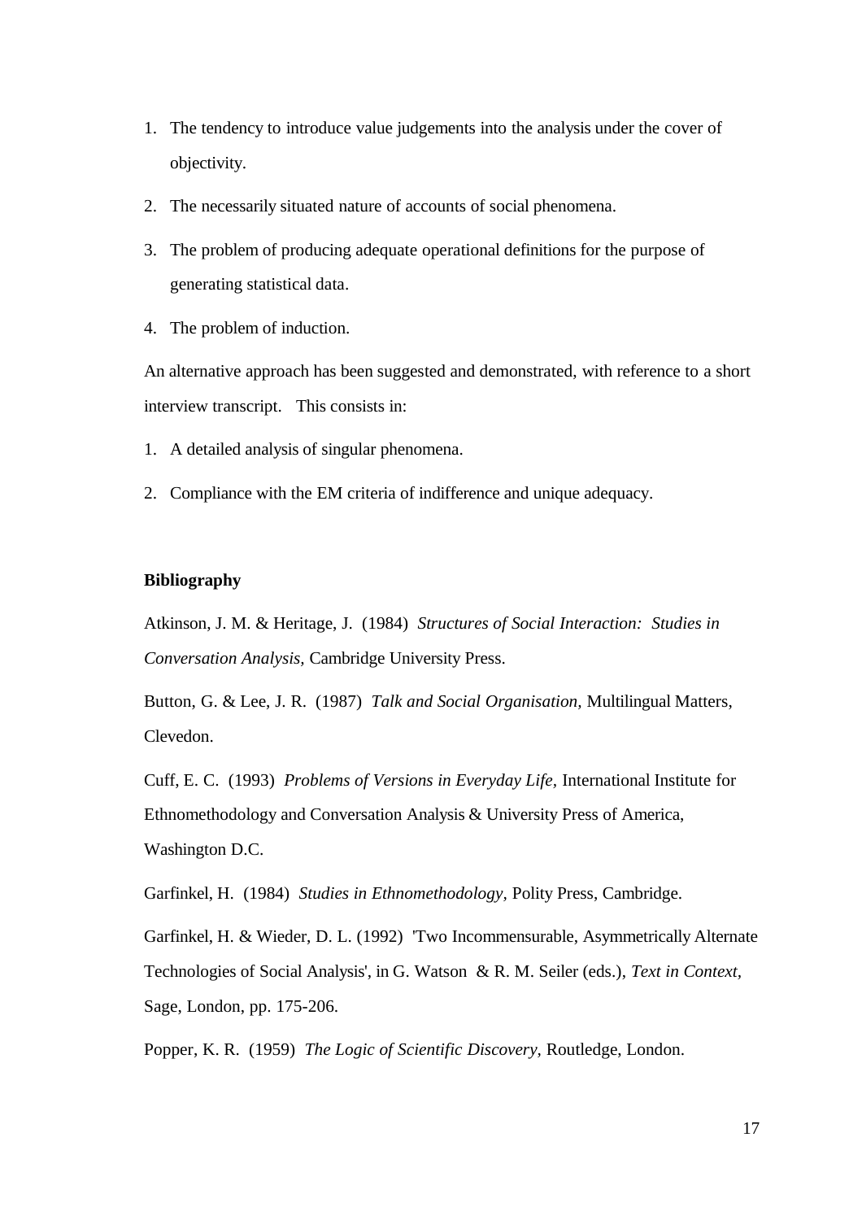1. The tendency to introduce value judgements into the analysis under the cover of objectivity.
2. The necessarily situated nature of accounts of social phenomena.
3. The problem of producing adequate operational definitions for the purpose of generating statistical data.
4. The problem of induction.

An alternative approach has been suggested and demonstrated, with reference to a short interview transcript. This consists in:

1. A detailed analysis of singular phenomena.
2. Compliance with the EM criteria of indifference and unique adequacy.

**Bibliography**

Atkinson, J. M. & Heritage, J. (1984) *Structures of Social Interaction: Studies in Conversation Analysis,* Cambridge University Press.

Button, G. & Lee, J. R. (1987) *Talk and Social Organisation,* Multilingual Matters, Clevedon.

Cuff, E. C. (1993) *Problems of Versions in Everyday Life,* International Institute for Ethnomethodology and Conversation Analysis & University Press of America, Washington D.C.

Garfinkel, H. (1984) *Studies in Ethnomethodology,* Polity Press, Cambridge.

Garfinkel, H. & Wieder, D. L. (1992) 'Two Incommensurable, Asymmetrically Alternate Technologies of Social Analysis', in G. Watson & R. M. Seiler (eds.), *Text in Context,* Sage, London, pp. 175-206.

Popper, K. R. (1959) *The Logic of Scientific Discovery,* Routledge, London.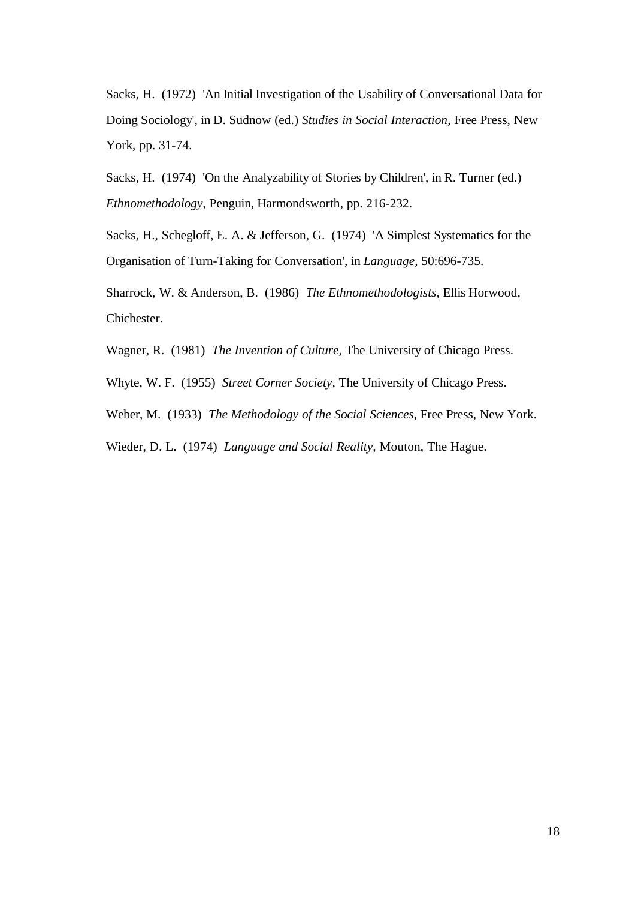Sacks, H. (1972) 'An Initial Investigation of the Usability of Conversational Data for Doing Sociology', in D. Sudnow (ed.) *Studies in Social Interaction,* Free Press, New York, pp. 31-74.

Sacks, H. (1974) 'On the Analyzability of Stories by Children', in R. Turner (ed.) *Ethnomethodology,* Penguin, Harmondsworth, pp. 216-232.

Sacks, H., Schegloff, E. A. & Jefferson, G. (1974) 'A Simplest Systematics for the Organisation of Turn-Taking for Conversation', in *Language,* 50:696-735.

Sharrock, W. & Anderson, B. (1986) *The Ethnomethodologists,* Ellis Horwood, Chichester.

Wagner, R. (1981) *The Invention of Culture,* The University of Chicago Press.

Whyte, W. F. (1955) *Street Corner Society*, The University of Chicago Press.

Weber, M. (1933) *The Methodology of the Social Sciences*, Free Press, New York.

Wieder, D. L. (1974) *Language and Social Reality,* Mouton, The Hague.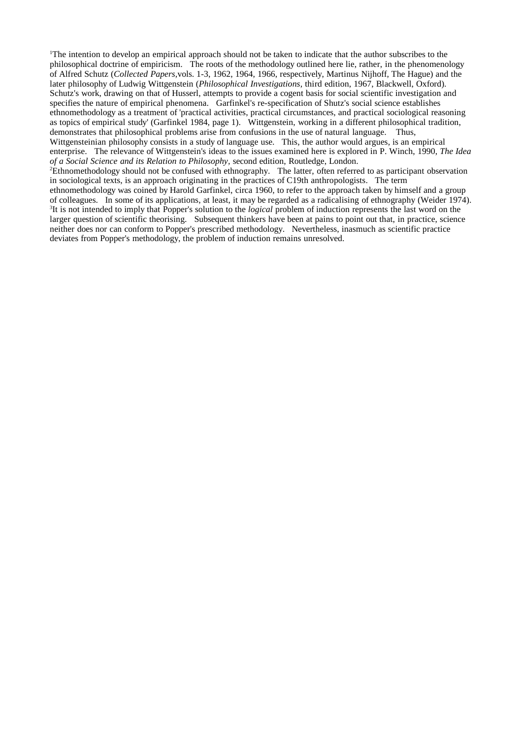[1]The intention to develop an empirical approach should not be taken to indicate that the author subscribes to the philosophical doctrine of empiricism. The roots of the methodology outlined here lie, rather, in the phenomenology of Alfred Schutz (*Collected Papers*,vols. 1-3, 1962, 1964, 1966, respectively, Martinus Nijhoff, The Hague) and the later philosophy of Ludwig Wittgenstein (*Philosophical Investigations*, third edition, 1967, Blackwell, Oxford). Schutz's work, drawing on that of Husserl, attempts to provide a cogent basis for social scientific investigation and specifies the nature of empirical phenomena. Garfinkel's re-specification of Shutz's social science establishes ethnomethodology as a treatment of 'practical activities, practical circumstances, and practical sociological reasoning as topics of empirical study' (Garfinkel 1984, page 1). Wittgenstein, working in a different philosophical tradition, demonstrates that philosophical problems arise from confusions in the use of natural language. Thus, Wittgensteinian philosophy consists in a study of language use. This, the author would argues, is an empirical enterprise. The relevance of Wittgenstein's ideas to the issues examined here is explored in P. Winch, 1990, *The Idea of a Social Science and its Relation to Philosophy*, second edition, Routledge, London.

[2]Ethnomethodology should not be confused with ethnography. The latter, often referred to as participant observation in sociological texts, is an approach originating in the practices of C19th anthropologists. The term ethnomethodology was coined by Harold Garfinkel, circa 1960, to refer to the approach taken by himself and a group of colleagues. In some of its applications, at least, it may be regarded as a radicalising of ethnography (Weider 1974).

[3]It is not intended to imply that Popper's solution to the *logical* problem of induction represents the last word on the larger question of scientific theorising. Subsequent thinkers have been at pains to point out that, in practice, science neither does nor can conform to Popper's prescribed methodology. Nevertheless, inasmuch as scientific practice deviates from Popper's methodology, the problem of induction remains unresolved.